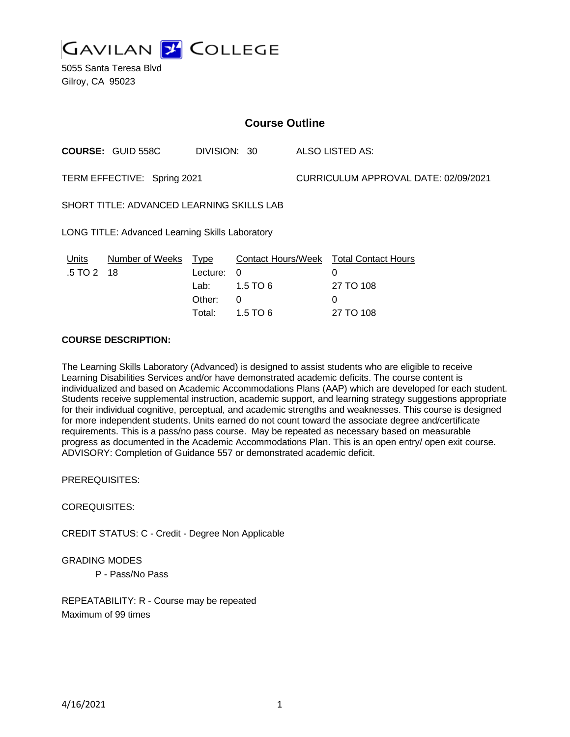# GAVILAN COLLEGE

5055 Santa Teresa Blvd
Gilroy, CA 95023

## Course Outline

**COURSE:** GUID 558C DIVISION: 30 ALSO LISTED AS:

TERM EFFECTIVE: Spring 2021 CURRICULUM APPROVAL DATE: 02/09/2021

SHORT TITLE: ADVANCED LEARNING SKILLS LAB

LONG TITLE: Advanced Learning Skills Laboratory

| Units | Number of Weeks | Type | Contact Hours/Week | Total Contact Hours |
|---|---|---|---|---|
| .5 TO 2 | 18 | Lecture: | 0 | 0 |
| | | Lab: | 1.5 TO 6 | 27 TO 108 |
| | | Other: | 0 | 0 |
| | | Total: | 1.5 TO 6 | 27 TO 108 |

**COURSE DESCRIPTION:**

The Learning Skills Laboratory (Advanced) is designed to assist students who are eligible to receive Learning Disabilities Services and/or have demonstrated academic deficits. The course content is individualized and based on Academic Accommodations Plans (AAP) which are developed for each student. Students receive supplemental instruction, academic support, and learning strategy suggestions appropriate for their individual cognitive, perceptual, and academic strengths and weaknesses. This course is designed for more independent students. Units earned do not count toward the associate degree and/certificate requirements. This is a pass/no pass course. May be repeated as necessary based on measurable progress as documented in the Academic Accommodations Plan. This is an open entry/ open exit course. ADVISORY: Completion of Guidance 557 or demonstrated academic deficit.

PREREQUISITES:

COREQUISITES:

CREDIT STATUS: C - Credit - Degree Non Applicable

GRADING MODES

P - Pass/No Pass

REPEATABILITY: R - Course may be repeated
Maximum of 99 times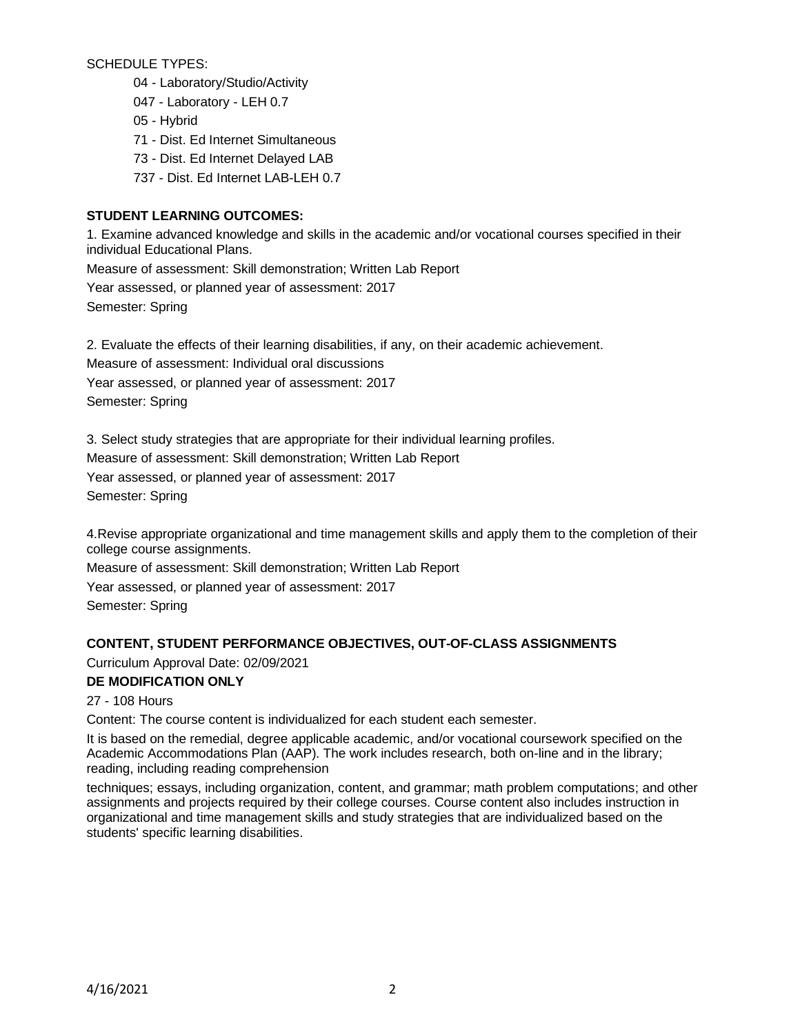SCHEDULE TYPES:

- 04 - Laboratory/Studio/Activity
- 047 - Laboratory - LEH 0.7
- 05 - Hybrid
- 71 - Dist. Ed Internet Simultaneous
- 73 - Dist. Ed Internet Delayed LAB
- 737 - Dist. Ed Internet LAB-LEH 0.7

**STUDENT LEARNING OUTCOMES:**

1. Examine advanced knowledge and skills in the academic and/or vocational courses specified in their individual Educational Plans.

Measure of assessment: Skill demonstration; Written Lab Report

Year assessed, or planned year of assessment: 2017

Semester: Spring

2. Evaluate the effects of their learning disabilities, if any, on their academic achievement.

Measure of assessment: Individual oral discussions

Year assessed, or planned year of assessment: 2017

Semester: Spring

3. Select study strategies that are appropriate for their individual learning profiles.

Measure of assessment: Skill demonstration; Written Lab Report

Year assessed, or planned year of assessment: 2017

Semester: Spring

4.Revise appropriate organizational and time management skills and apply them to the completion of their college course assignments.

Measure of assessment: Skill demonstration; Written Lab Report

Year assessed, or planned year of assessment: 2017

Semester: Spring

**CONTENT, STUDENT PERFORMANCE OBJECTIVES, OUT-OF-CLASS ASSIGNMENTS**

Curriculum Approval Date: 02/09/2021

**DE MODIFICATION ONLY**

27 - 108 Hours

Content: The course content is individualized for each student each semester.

It is based on the remedial, degree applicable academic, and/or vocational coursework specified on the Academic Accommodations Plan (AAP). The work includes research, both on-line and in the library; reading, including reading comprehension

techniques; essays, including organization, content, and grammar; math problem computations; and other assignments and projects required by their college courses. Course content also includes instruction in organizational and time management skills and study strategies that are individualized based on the students' specific learning disabilities.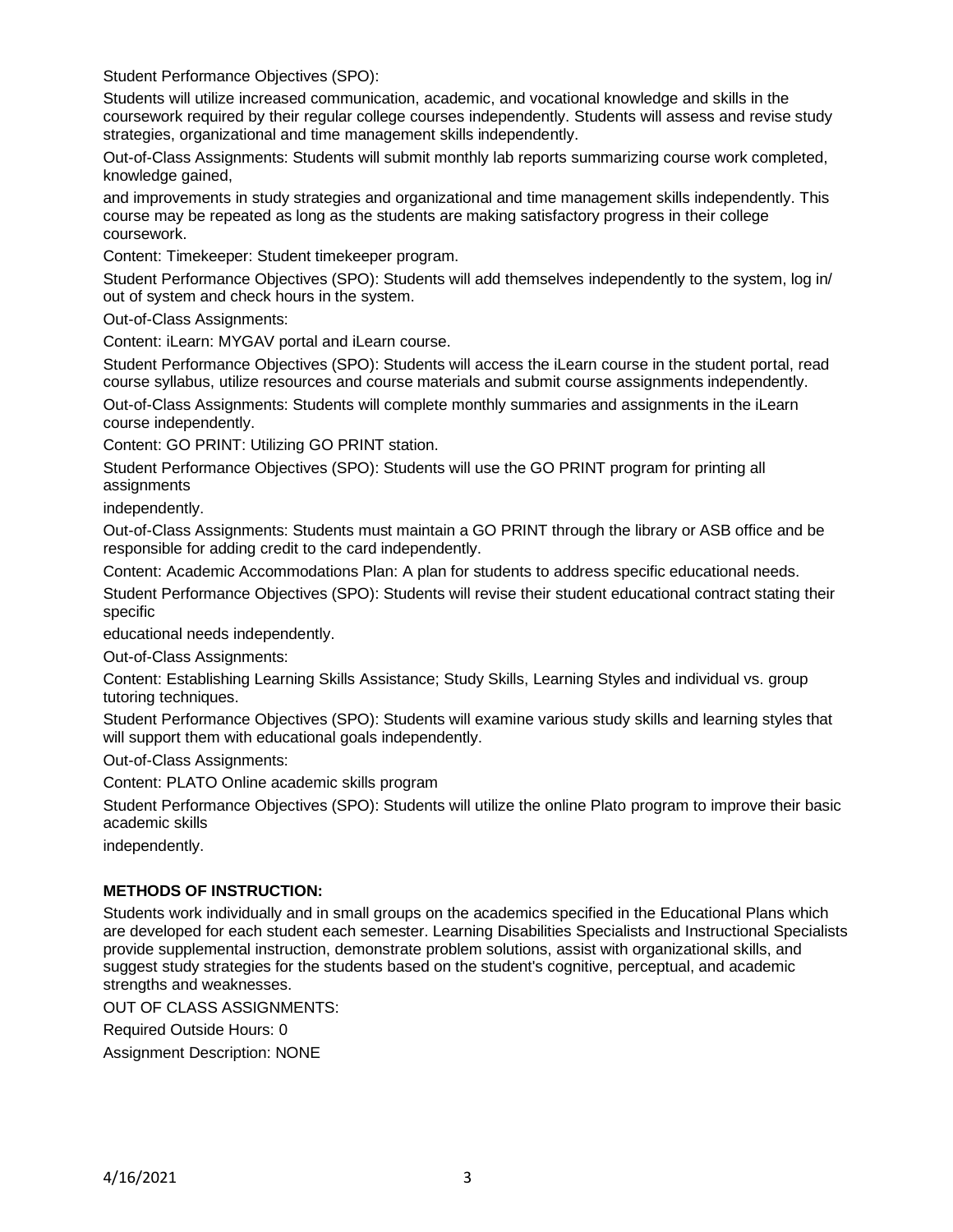Student Performance Objectives (SPO):

Students will utilize increased communication, academic, and vocational knowledge and skills in the coursework required by their regular college courses independently. Students will assess and revise study strategies, organizational and time management skills independently.

Out-of-Class Assignments: Students will submit monthly lab reports summarizing course work completed, knowledge gained,

and improvements in study strategies and organizational and time management skills independently. This course may be repeated as long as the students are making satisfactory progress in their college coursework.

Content: Timekeeper: Student timekeeper program.

Student Performance Objectives (SPO): Students will add themselves independently to the system, log in/ out of system and check hours in the system.

Out-of-Class Assignments:

Content: iLearn: MYGAV portal and iLearn course.

Student Performance Objectives (SPO): Students will access the iLearn course in the student portal, read course syllabus, utilize resources and course materials and submit course assignments independently.

Out-of-Class Assignments: Students will complete monthly summaries and assignments in the iLearn course independently.

Content: GO PRINT: Utilizing GO PRINT station.

Student Performance Objectives (SPO): Students will use the GO PRINT program for printing all assignments

independently.

Out-of-Class Assignments: Students must maintain a GO PRINT through the library or ASB office and be responsible for adding credit to the card independently.

Content: Academic Accommodations Plan: A plan for students to address specific educational needs.

Student Performance Objectives (SPO): Students will revise their student educational contract stating their specific

educational needs independently.

Out-of-Class Assignments:

Content: Establishing Learning Skills Assistance; Study Skills, Learning Styles and individual vs. group tutoring techniques.

Student Performance Objectives (SPO): Students will examine various study skills and learning styles that will support them with educational goals independently.

Out-of-Class Assignments:

Content: PLATO Online academic skills program

Student Performance Objectives (SPO): Students will utilize the online Plato program to improve their basic academic skills

independently.

**METHODS OF INSTRUCTION:**

Students work individually and in small groups on the academics specified in the Educational Plans which are developed for each student each semester. Learning Disabilities Specialists and Instructional Specialists provide supplemental instruction, demonstrate problem solutions, assist with organizational skills, and suggest study strategies for the students based on the student's cognitive, perceptual, and academic strengths and weaknesses.

OUT OF CLASS ASSIGNMENTS:

Required Outside Hours: 0

Assignment Description: NONE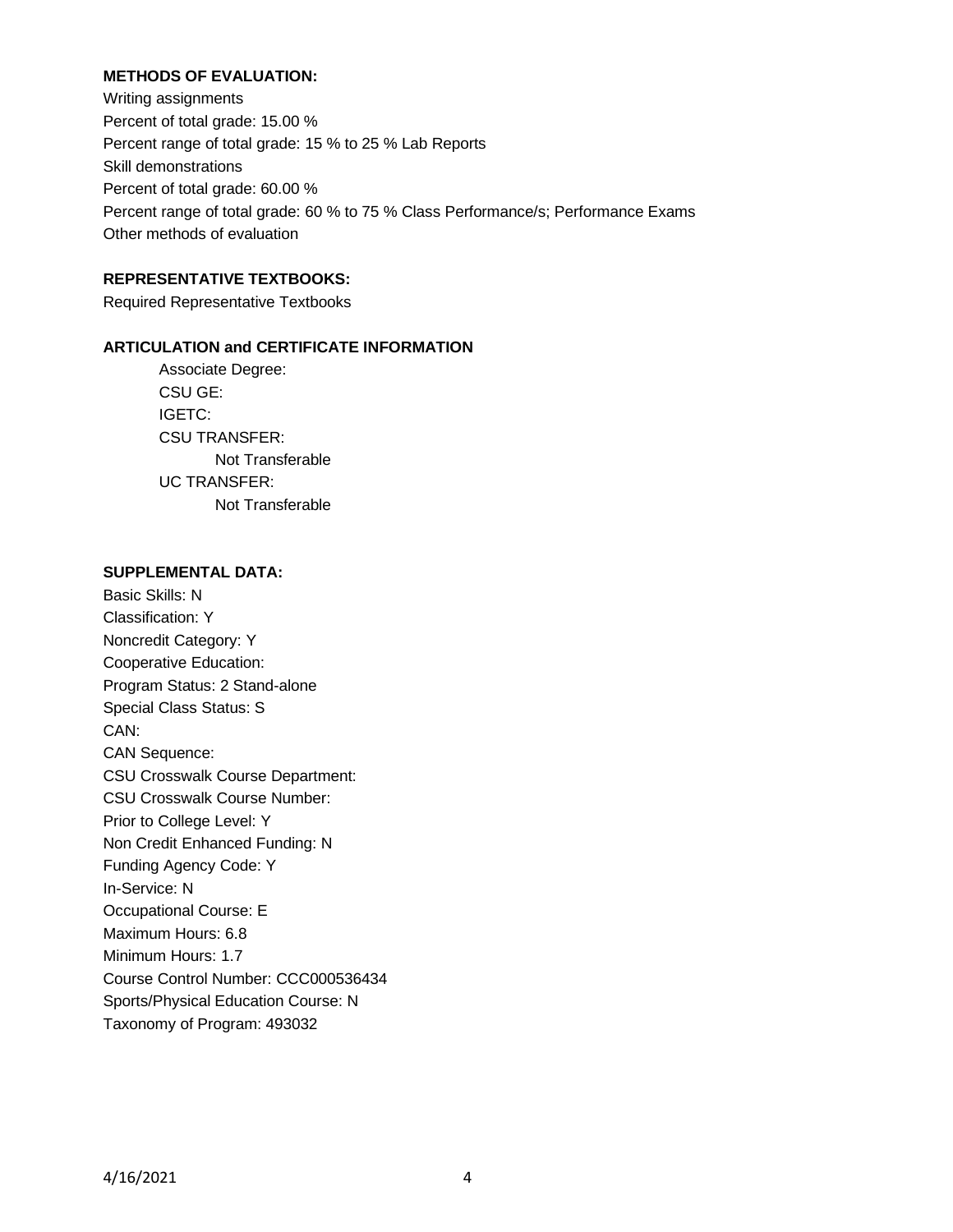**METHODS OF EVALUATION:**

Writing assignments
Percent of total grade: 15.00 %
Percent range of total grade: 15 % to 25 % Lab Reports
Skill demonstrations
Percent of total grade: 60.00 %
Percent range of total grade: 60 % to 75 % Class Performance/s; Performance Exams
Other methods of evaluation

**REPRESENTATIVE TEXTBOOKS:**

Required Representative Textbooks

**ARTICULATION and CERTIFICATE INFORMATION**

Associate Degree:
CSU GE:
IGETC:
CSU TRANSFER:
Not Transferable
UC TRANSFER:
Not Transferable

**SUPPLEMENTAL DATA:**

Basic Skills: N
Classification: Y
Noncredit Category: Y
Cooperative Education:
Program Status: 2 Stand-alone
Special Class Status: S
CAN:
CAN Sequence:
CSU Crosswalk Course Department:
CSU Crosswalk Course Number:
Prior to College Level: Y
Non Credit Enhanced Funding: N
Funding Agency Code: Y
In-Service: N
Occupational Course: E
Maximum Hours: 6.8
Minimum Hours: 1.7
Course Control Number: CCC000536434
Sports/Physical Education Course: N
Taxonomy of Program: 493032